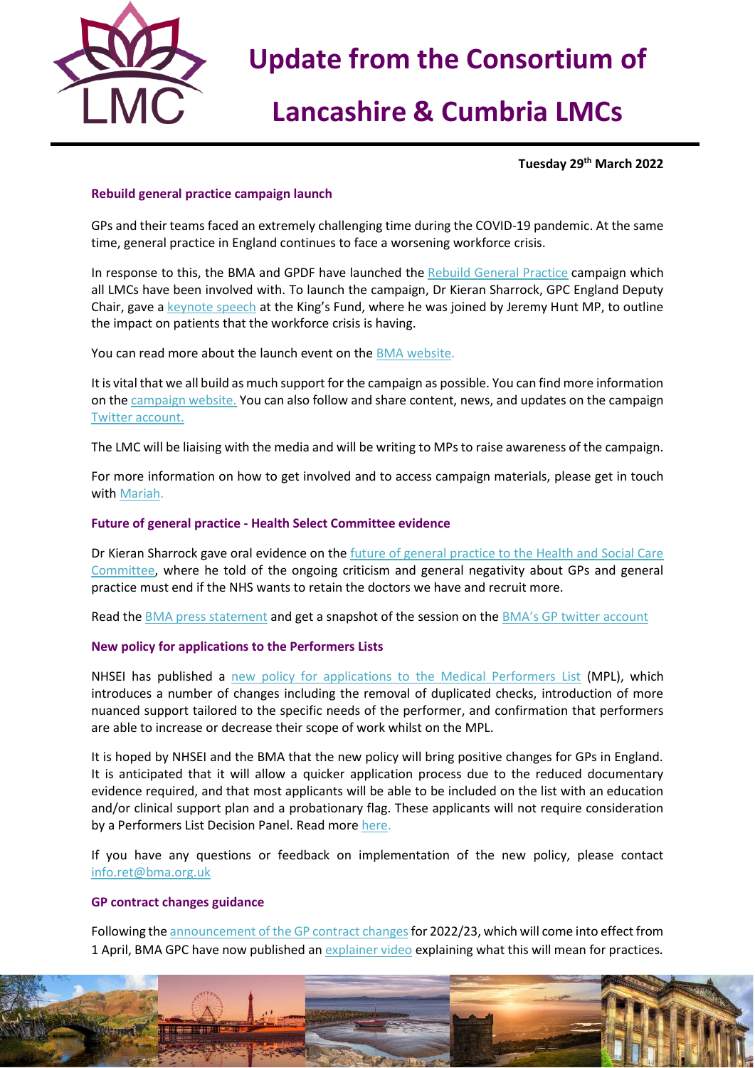# Update from the Consortium of Lancashire & Cumbria LMCs

**Tuesday 29th March 2022**

### Rebuild general practice campaign launch

GPs and their teams faced an extremely challenging time during the COVID-19 pandemic. At the same time, general practice in England continues to face a worsening workforce crisis.

In response to this, the BMA and GPDF have launched the Rebuild General Practice campaign which all LMCs have been involved with. To launch the campaign, Dr Kieran Sharrock, GPC England Deputy Chair, gave a keynote speech at the King's Fund, where he was joined by Jeremy Hunt MP, to outline the impact on patients that the workforce crisis is having.

You can read more about the launch event on the BMA website.

It is vital that we all build as much support for the campaign as possible. You can find more information on the campaign website. You can also follow and share content, news, and updates on the campaign Twitter account.

The LMC will be liaising with the media and will be writing to MPs to raise awareness of the campaign.

For more information on how to get involved and to access campaign materials, please get in touch with Mariah.

### Future of general practice - Health Select Committee evidence

Dr Kieran Sharrock gave oral evidence on the future of general practice to the Health and Social Care Committee, where he told of the ongoing criticism and general negativity about GPs and general practice must end if the NHS wants to retain the doctors we have and recruit more.

Read the BMA press statement and get a snapshot of the session on the BMA's GP twitter account

### New policy for applications to the Performers Lists

NHSEI has published a new policy for applications to the Medical Performers List (MPL), which introduces a number of changes including the removal of duplicated checks, introduction of more nuanced support tailored to the specific needs of the performer, and confirmation that performers are able to increase or decrease their scope of work whilst on the MPL.

It is hoped by NHSEI and the BMA that the new policy will bring positive changes for GPs in England. It is anticipated that it will allow a quicker application process due to the reduced documentary evidence required, and that most applicants will be able to be included on the list with an education and/or clinical support plan and a probationary flag. These applicants will not require consideration by a Performers List Decision Panel. Read more here.

If you have any questions or feedback on implementation of the new policy, please contact info.ret@bma.org.uk

### GP contract changes guidance

Following the announcement of the GP contract changes for 2022/23, which will come into effect from 1 April, BMA GPC have now published an explainer video explaining what this will mean for practices.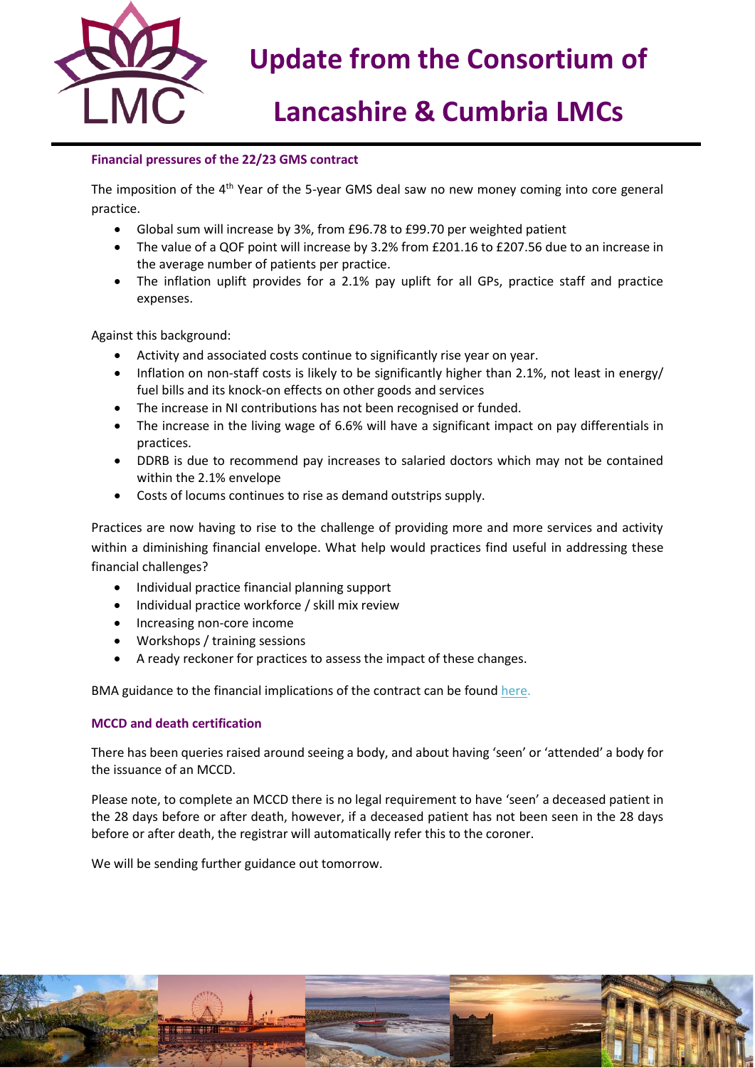# Update from the Consortium of Lancashire & Cumbria LMCs

### Financial pressures of the 22/23 GMS contract

The imposition of the 4th Year of the 5-year GMS deal saw no new money coming into core general practice.

- Global sum will increase by 3%, from £96.78 to £99.70 per weighted patient
- The value of a QOF point will increase by 3.2% from £201.16 to £207.56 due to an increase in the average number of patients per practice.
- The inflation uplift provides for a 2.1% pay uplift for all GPs, practice staff and practice expenses.

Against this background:

- Activity and associated costs continue to significantly rise year on year.
- Inflation on non-staff costs is likely to be significantly higher than 2.1%, not least in energy/ fuel bills and its knock-on effects on other goods and services
- The increase in NI contributions has not been recognised or funded.
- The increase in the living wage of 6.6% will have a significant impact on pay differentials in practices.
- DDRB is due to recommend pay increases to salaried doctors which may not be contained within the 2.1% envelope
- Costs of locums continues to rise as demand outstrips supply.

Practices are now having to rise to the challenge of providing more and more services and activity within a diminishing financial envelope. What help would practices find useful in addressing these financial challenges?

- Individual practice financial planning support
- Individual practice workforce / skill mix review
- Increasing non-core income
- Workshops / training sessions
- A ready reckoner for practices to assess the impact of these changes.

BMA guidance to the financial implications of the contract can be found here.

### MCCD and death certification

There has been queries raised around seeing a body, and about having 'seen' or 'attended' a body for the issuance of an MCCD.

Please note, to complete an MCCD there is no legal requirement to have 'seen' a deceased patient in the 28 days before or after death, however, if a deceased patient has not been seen in the 28 days before or after death, the registrar will automatically refer this to the coroner.

We will be sending further guidance out tomorrow.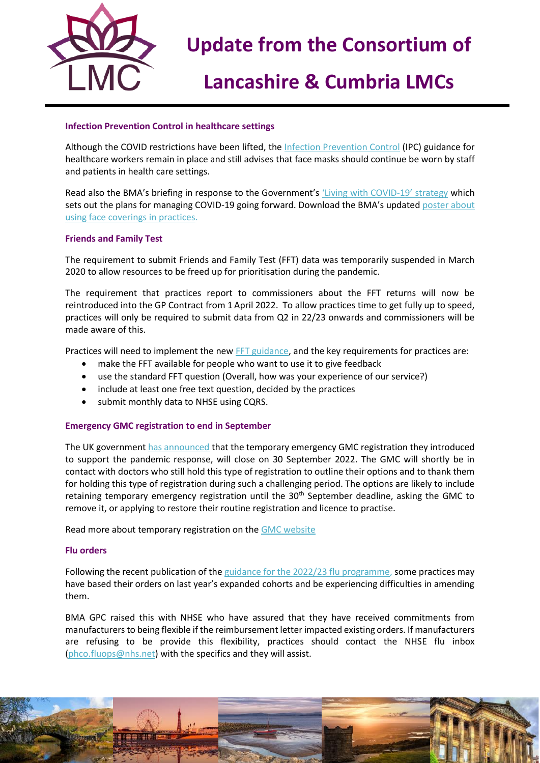# Update from the Consortium of Lancashire & Cumbria LMCs

### Infection Prevention Control in healthcare settings

Although the COVID restrictions have been lifted, the Infection Prevention Control (IPC) guidance for healthcare workers remain in place and still advises that face masks should continue be worn by staff and patients in health care settings.

Read also the BMA's briefing in response to the Government's 'Living with COVID-19' strategy which sets out the plans for managing COVID-19 going forward. Download the BMA's updated poster about using face coverings in practices.

### Friends and Family Test

The requirement to submit Friends and Family Test (FFT) data was temporarily suspended in March 2020 to allow resources to be freed up for prioritisation during the pandemic.

The requirement that practices report to commissioners about the FFT returns will now be reintroduced into the GP Contract from 1 April 2022. To allow practices time to get fully up to speed, practices will only be required to submit data from Q2 in 22/23 onwards and commissioners will be made aware of this.

Practices will need to implement the new FFT guidance, and the key requirements for practices are:

- make the FFT available for people who want to use it to give feedback
- use the standard FFT question (Overall, how was your experience of our service?)
- include at least one free text question, decided by the practices
- submit monthly data to NHSE using CQRS.

### Emergency GMC registration to end in September

The UK government has announced that the temporary emergency GMC registration they introduced to support the pandemic response, will close on 30 September 2022. The GMC will shortly be in contact with doctors who still hold this type of registration to outline their options and to thank them for holding this type of registration during such a challenging period. The options are likely to include retaining temporary emergency registration until the 30th September deadline, asking the GMC to remove it, or applying to restore their routine registration and licence to practise.

Read more about temporary registration on the GMC website

### Flu orders

Following the recent publication of the guidance for the 2022/23 flu programme, some practices may have based their orders on last year's expanded cohorts and be experiencing difficulties in amending them.

BMA GPC raised this with NHSE who have assured that they have received commitments from manufacturers to being flexible if the reimbursement letter impacted existing orders. If manufacturers are refusing to be provide this flexibility, practices should contact the NHSE flu inbox (phco.fluops@nhs.net) with the specifics and they will assist.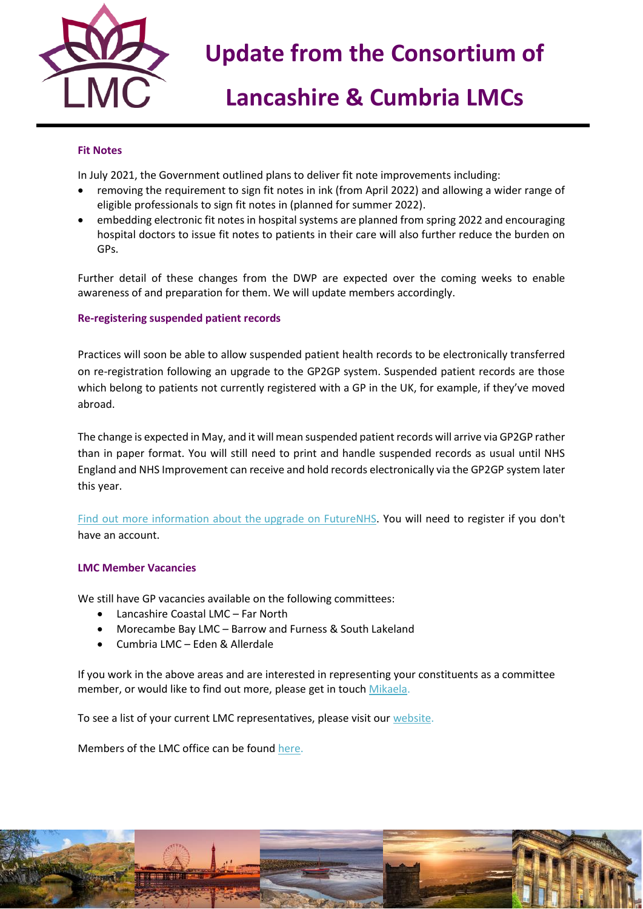# Update from the Consortium of Lancashire & Cumbria LMCs

### Fit Notes

In July 2021, the Government outlined plans to deliver fit note improvements including:

- removing the requirement to sign fit notes in ink (from April 2022) and allowing a wider range of eligible professionals to sign fit notes in (planned for summer 2022).
- embedding electronic fit notes in hospital systems are planned from spring 2022 and encouraging hospital doctors to issue fit notes to patients in their care will also further reduce the burden on GPs.

Further detail of these changes from the DWP are expected over the coming weeks to enable awareness of and preparation for them. We will update members accordingly.

### Re-registering suspended patient records

Practices will soon be able to allow suspended patient health records to be electronically transferred on re-registration following an upgrade to the GP2GP system. Suspended patient records are those which belong to patients not currently registered with a GP in the UK, for example, if they've moved abroad.

The change is expected in May, and it will mean suspended patient records will arrive via GP2GP rather than in paper format. You will still need to print and handle suspended records as usual until NHS England and NHS Improvement can receive and hold records electronically via the GP2GP system later this year.

Find out more information about the upgrade on FutureNHS. You will need to register if you don't have an account.

### LMC Member Vacancies

We still have GP vacancies available on the following committees:

- Lancashire Coastal LMC – Far North
- Morecambe Bay LMC – Barrow and Furness & South Lakeland
- Cumbria LMC – Eden & Allerdale

If you work in the above areas and are interested in representing your constituents as a committee member, or would like to find out more, please get in touch Mikaela.

To see a list of your current LMC representatives, please visit our website.

Members of the LMC office can be found here.